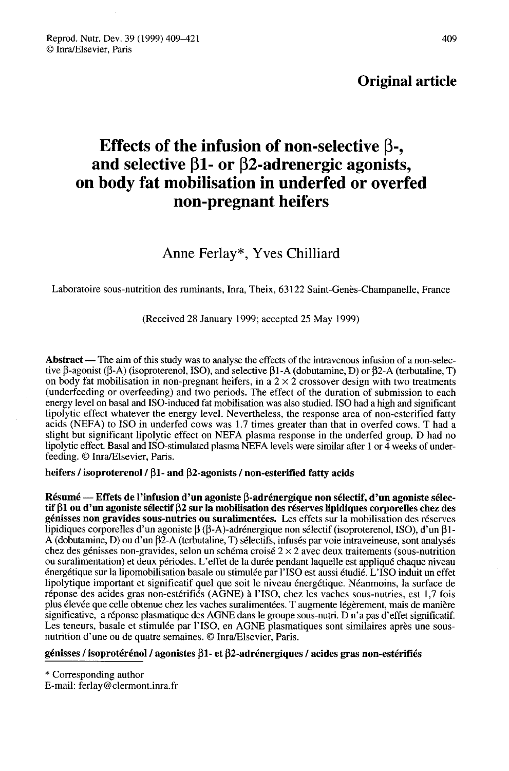**Original article**

# Effects of the infusion of non-selective β-, and selective β1- or β2-adrenergic agonists, on body fat mobilisation in underfed or overfed non-pregnant heifers

Anne Ferlay*, Yves Chilliard

Laboratoire sous-nutrition des ruminants, Inra, Theix, 63122 Saint-Genès-Champanelle, France

(Received 28 January 1999; accepted 25 May 1999)

**Abstract** — The aim of this study was to analyse the effects of the intravenous infusion of a non-selective β-agonist (β-A) (isoproterenol, ISO), and selective β1-A (dobutamine, D) or β2-A (terbutaline, T) on body fat mobilisation in non-pregnant heifers, in a $2 \times 2$ crossover design with two treatments (underfeeding or overfeeding) and two periods. The effect of the duration of submission to each energy level on basal and ISO-induced fat mobilisation was also studied. ISO had a high and significant lipolytic effect whatever the energy level. Nevertheless, the response area of non-esterified fatty acids (NEFA) to ISO in underfed cows was 1.7 times greater than that in overfed cows. T had a slight but significant lipolytic effect on NEFA plasma response in the underfed group. D had no lipolytic effect. Basal and ISO-stimulated plasma NEFA levels were similar after 1 or 4 weeks of underfeeding. © Inra/Elsevier, Paris.

**heifers / isoproterenol / β1- and β2-agonists / non-esterified fatty acids**

**Résumé — Effets de l'infusion d'un agoniste β-adrénergique non sélectif, d'un agoniste sélectif β1 ou d'un agoniste sélectif β2 sur la mobilisation des réserves lipidiques corporelles chez des génisses non gravides sous-nutries ou suralimentées.** Les effets sur la mobilisation des réserves lipidiques corporelles d'un agoniste β (β-A)-adrénergique non sélectif (isoproterenol, ISO), d'un β1-A (dobutamine, D) ou d'un β2-A (terbutaline, T) sélectifs, infusés par voie intraveineuse, sont analysés chez des génisses non-gravides, selon un schéma croisé $2 \times 2$ avec deux traitements (sous-nutrition ou suralimentation) et deux périodes. L'effet de la durée pendant laquelle est appliqué chaque niveau énergétique sur la lipomobilisation basale ou stimulée par l'ISO est aussi étudié. L'ISO induit un effet lipolytique important et significatif quel que soit le niveau énergétique. Néanmoins, la surface de réponse des acides gras non-estérifiés (AGNE) à l'ISO, chez les vaches sous-nutries, est 1,7 fois plus élevée que celle obtenue chez les vaches suralimentées. T augmente légèrement, mais de manière significative, a réponse plasmatique des AGNE dans le groupe sous-nutri. D n'a pas d'effet significatif. Les teneurs, basale et stimulée par l'ISO, en AGNE plasmatiques sont similaires après une sous-nutrition d'une ou de quatre semaines. © Inra/Elsevier, Paris.

**génisses / isoprotérénol / agonistes β1- et β2-adrénergiques / acides gras non-estérifiés**

---

\* Corresponding author
E-mail: ferlay@clermont.inra.fr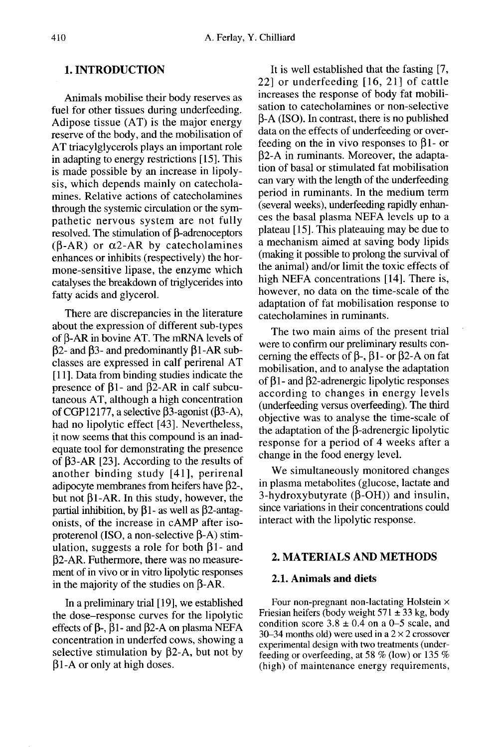## 1. INTRODUCTION

Animals mobilise their body reserves as fuel for other tissues during underfeeding. Adipose tissue (AT) is the major energy reserve of the body, and the mobilisation of AT triacylglycerols plays an important role in adapting to energy restrictions [15]. This is made possible by an increase in lipolysis, which depends mainly on catecholamines. Relative actions of catecholamines through the systemic circulation or the sympathetic nervous system are not fully resolved. The stimulation of β-adrenoceptors (β-AR) or α2-AR by catecholamines enhances or inhibits (respectively) the hormone-sensitive lipase, the enzyme which catalyses the breakdown of triglycerides into fatty acids and glycerol.

There are discrepancies in the literature about the expression of different sub-types of β-AR in bovine AT. The mRNA levels of β2- and β3- and predominantly β1-AR subclasses are expressed in calf perirenal AT [11]. Data from binding studies indicate the presence of β1- and β2-AR in calf subcutaneous AT, although a high concentration of CGP12177, a selective β3-agonist (β3-A), had no lipolytic effect [43]. Nevertheless, it now seems that this compound is an inadequate tool for demonstrating the presence of β3-AR [23]. According to the results of another binding study [41], perirenal adipocyte membranes from heifers have β2-, but not β1-AR. In this study, however, the partial inhibition, by β1- as well as β2-antagonists, of the increase in cAMP after isoproterenol (ISO, a non-selective β-A) stimulation, suggests a role for both β1- and β2-AR. Futhermore, there was no measurement of in vivo or in vitro lipolytic responses in the majority of the studies on β-AR.

In a preliminary trial [19], we established the dose–response curves for the lipolytic effects of β-, β1- and β2-A on plasma NEFA concentration in underfed cows, showing a selective stimulation by β2-A, but not by β1-A or only at high doses.

It is well established that the fasting [7, 22] or underfeeding [16, 21] of cattle increases the response of body fat mobilisation to catecholamines or non-selective β-A (ISO). In contrast, there is no published data on the effects of underfeeding or overfeeding on the in vivo responses to β1- or β2-A in ruminants. Moreover, the adaptation of basal or stimulated fat mobilisation can vary with the length of the underfeeding period in ruminants. In the medium term (several weeks), underfeeding rapidly enhances the basal plasma NEFA levels up to a plateau [15]. This plateauing may be due to a mechanism aimed at saving body lipids (making it possible to prolong the survival of the animal) and/or limit the toxic effects of high NEFA concentrations [14]. There is, however, no data on the time-scale of the adaptation of fat mobilisation response to catecholamines in ruminants.

The two main aims of the present trial were to confirm our preliminary results concerning the effects of β-, β1- or β2-A on fat mobilisation, and to analyse the adaptation of β1- and β2-adrenergic lipolytic responses according to changes in energy levels (underfeeding versus overfeeding). The third objective was to analyse the time-scale of the adaptation of the β-adrenergic lipolytic response for a period of 4 weeks after a change in the food energy level.

We simultaneously monitored changes in plasma metabolites (glucose, lactate and 3-hydroxybutyrate (β-OH)) and insulin, since variations in their concentrations could interact with the lipolytic response.

## 2. MATERIALS AND METHODS

### 2.1. Animals and diets

Four non-pregnant non-lactating Holstein × Friesian heifers (body weight 571 ± 33 kg, body condition score 3.8 ± 0.4 on a 0–5 scale, and 30–34 months old) were used in a 2 × 2 crossover experimental design with two treatments (underfeeding or overfeeding, at 58 % (low) or 135 % (high) of maintenance energy requirements,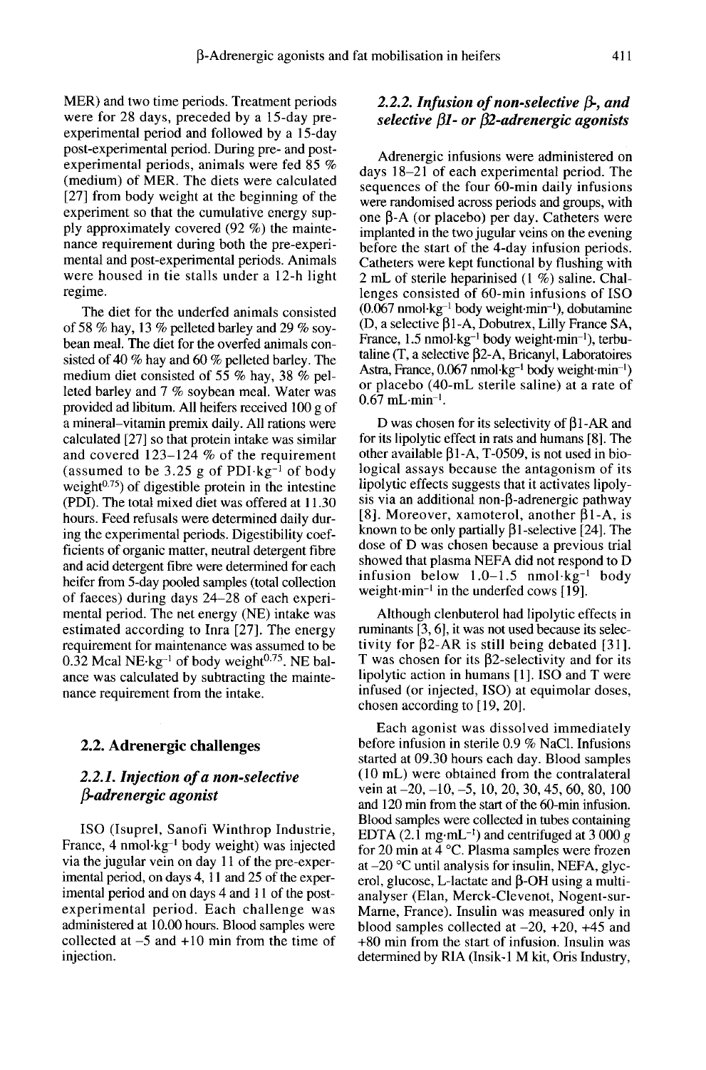MER) and two time periods. Treatment periods were for 28 days, preceded by a 15-day pre-experimental period and followed by a 15-day post-experimental period. During pre- and post-experimental periods, animals were fed 85 % (medium) of MER. The diets were calculated [27] from body weight at the beginning of the experiment so that the cumulative energy supply approximately covered (92 %) the maintenance requirement during both the pre-experimental and post-experimental periods. Animals were housed in tie stalls under a 12-h light regime.

The diet for the underfed animals consisted of 58 % hay, 13 % pelleted barley and 29 % soybean meal. The diet for the overfed animals consisted of 40 % hay and 60 % pelleted barley. The medium diet consisted of 55 % hay, 38 % pelleted barley and 7 % soybean meal. Water was provided ad libitum. All heifers received 100 g of a mineral–vitamin premix daily. All rations were calculated [27] so that protein intake was similar and covered 123–124 % of the requirement (assumed to be 3.25 g of PDI·kg$^{-1}$ of body weight$^{0.75}$) of digestible protein in the intestine (PDI). The total mixed diet was offered at 11.30 hours. Feed refusals were determined daily during the experimental periods. Digestibility coefficients of organic matter, neutral detergent fibre and acid detergent fibre were determined for each heifer from 5-day pooled samples (total collection of faeces) during days 24–28 of each experimental period. The net energy (NE) intake was estimated according to Inra [27]. The energy requirement for maintenance was assumed to be 0.32 Mcal NE·kg$^{-1}$ of body weight$^{0.75}$. NE balance was calculated by subtracting the maintenance requirement from the intake.

## 2.2. Adrenergic challenges

### 2.2.1. Injection of a non-selective β-adrenergic agonist

ISO (Isuprel, Sanofi Winthrop Industrie, France, 4 nmol·kg$^{-1}$ body weight) was injected via the jugular vein on day 11 of the pre-experimental period, on days 4, 11 and 25 of the experimental period and on days 4 and 11 of the post-experimental period. Each challenge was administered at 10.00 hours. Blood samples were collected at –5 and +10 min from the time of injection.

### 2.2.2. Infusion of non-selective β-, and selective β1- or β2-adrenergic agonists

Adrenergic infusions were administered on days 18–21 of each experimental period. The sequences of the four 60-min daily infusions were randomised across periods and groups, with one β-A (or placebo) per day. Catheters were implanted in the two jugular veins on the evening before the start of the 4-day infusion periods. Catheters were kept functional by flushing with 2 mL of sterile heparinised (1 %) saline. Challenges consisted of 60-min infusions of ISO (0.067 nmol·kg$^{-1}$ body weight·min$^{-1}$), dobutamine (D, a selective β1-A, Dobutrex, Lilly France SA, France, 1.5 nmol·kg$^{-1}$ body weight·min$^{-1}$), terbutaline (T, a selective β2-A, Bricanyl, Laboratoires Astra, France, 0.067 nmol·kg$^{-1}$ body weight·min$^{-1}$) or placebo (40-mL sterile saline) at a rate of 0.67 mL·min$^{-1}$.

D was chosen for its selectivity of β1-AR and for its lipolytic effect in rats and humans [8]. The other available β1-A, T-0509, is not used in biological assays because the antagonism of its lipolytic effects suggests that it activates lipolysis via an additional non-β-adrenergic pathway [8]. Moreover, xamoterol, another β1-A, is known to be only partially β1-selective [24]. The dose of D was chosen because a previous trial showed that plasma NEFA did not respond to D infusion below 1.0–1.5 nmol·kg$^{-1}$ body weight·min$^{-1}$ in the underfed cows [19].

Although clenbuterol had lipolytic effects in ruminants [3, 6], it was not used because its selectivity for β2-AR is still being debated [31]. T was chosen for its β2-selectivity and for its lipolytic action in humans [1]. ISO and T were infused (or injected, ISO) at equimolar doses, chosen according to [19, 20].

Each agonist was dissolved immediately before infusion in sterile 0.9 % NaCl. Infusions started at 09.30 hours each day. Blood samples (10 mL) were obtained from the contralateral vein at –20, –10, –5, 10, 20, 30, 45, 60, 80, 100 and 120 min from the start of the 60-min infusion. Blood samples were collected in tubes containing EDTA (2.1 mg·mL$^{-1}$) and centrifuged at 3 000 *g* for 20 min at 4 °C. Plasma samples were frozen at –20 °C until analysis for insulin, NEFA, glycerol, glucose, L-lactate and β-OH using a multi-analyser (Elan, Merck-Clevenot, Nogent-sur-Marne, France). Insulin was measured only in blood samples collected at –20, +20, +45 and +80 min from the start of infusion. Insulin was determined by RIA (Insik-1 M kit, Oris Industry,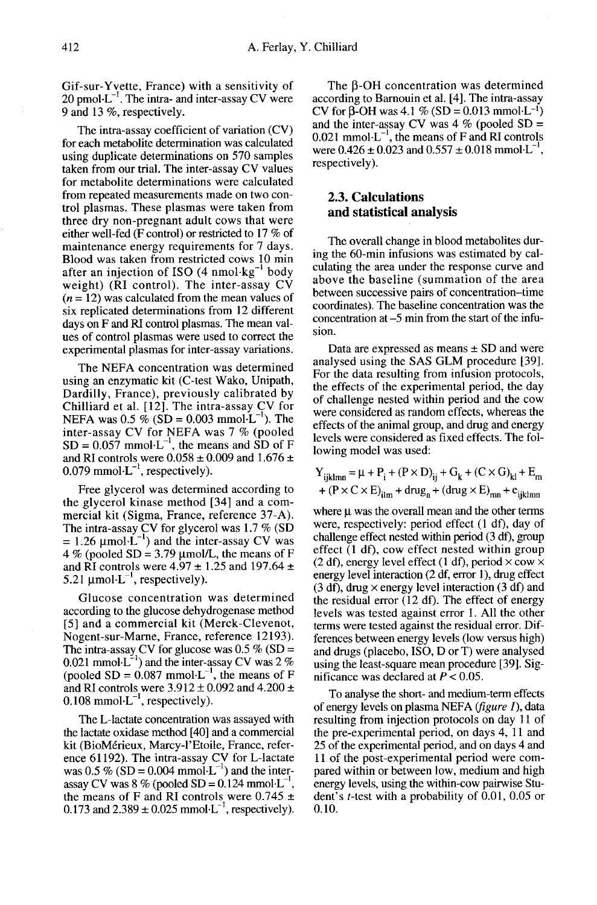Gif-sur-Yvette, France) with a sensitivity of 20 $pmol \cdot L^{-1}$. The intra- and inter-assay CV were 9 and 13 %, respectively.

The intra-assay coefficient of variation (CV) for each metabolite determination was calculated using duplicate determinations on 570 samples taken from our trial. The inter-assay CV values for metabolite determinations were calculated from repeated measurements made on two control plasmas. These plasmas were taken from three dry non-pregnant adult cows that were either well-fed (F control) or restricted to 17 % of maintenance energy requirements for 7 days. Blood was taken from restricted cows 10 min after an injection of ISO (4 $nmol \cdot kg^{-1}$ body weight) (RI control). The inter-assay CV ($n = 12$) was calculated from the mean values of six replicated determinations from 12 different days on F and RI control plasmas. The mean values of control plasmas were used to correct the experimental plasmas for inter-assay variations.

The NEFA concentration was determined using an enzymatic kit (C-test Wako, Unipath, Dardilly, France), previously calibrated by Chilliard et al. [12]. The intra-assay CV for NEFA was 0.5 % (SD = 0.003 $mmol \cdot L^{-1}$). The inter-assay CV for NEFA was 7 % (pooled SD = 0.057 $mmol \cdot L^{-1}$, the means and SD of F and RI controls were 0.058 ± 0.009 and 1.676 ± 0.079 $mmol \cdot L^{-1}$, respectively).

Free glycerol was determined according to the glycerol kinase method [34] and a commercial kit (Sigma, France, reference 37-A). The intra-assay CV for glycerol was 1.7 % (SD = 1.26 $\mu mol \cdot L^{-1}$) and the inter-assay CV was 4 % (pooled SD = 3.79 μmol/L, the means of F and RI controls were 4.97 ± 1.25 and 197.64 ± 5.21 $\mu mol \cdot L^{-1}$, respectively).

Glucose concentration was determined according to the glucose dehydrogenase method [5] and a commercial kit (Merck-Clevenot, Nogent-sur-Marne, France, reference 12193). The intra-assay CV for glucose was 0.5 % (SD = 0.021 $mmol \cdot L^{-1}$) and the inter-assay CV was 2 % (pooled SD = 0.087 $mmol \cdot L^{-1}$, the means of F and RI controls were 3.912 ± 0.092 and 4.200 ± 0.108 $mmol \cdot L^{-1}$, respectively).

The L-lactate concentration was assayed with the lactate oxidase method [40] and a commercial kit (BioMérieux, Marcy-l'Etoile, France, reference 61192). The intra-assay CV for L-lactate was 0.5 % (SD = 0.004 $mmol \cdot L^{-1}$) and the inter-assay CV was 8 % (pooled SD = 0.124 $mmol \cdot L^{-1}$, the means of F and RI controls were 0.745 ± 0.173 and 2.389 ± 0.025 $mmol \cdot L^{-1}$, respectively).

The β-OH concentration was determined according to Barnouin et al. [4]. The intra-assay CV for β-OH was 4.1 % (SD = 0.013 $mmol \cdot L^{-1}$) and the inter-assay CV was 4 % (pooled SD = 0.021 $mmol \cdot L^{-1}$, the means of F and RI controls were 0.426 ± 0.023 and 0.557 ± 0.018 $mmol \cdot L^{-1}$, respectively).

### 2.3. Calculations and statistical analysis

The overall change in blood metabolites during the 60-min infusions was estimated by calculating the area under the response curve and above the baseline (summation of the area between successive pairs of concentration–time coordinates). The baseline concentration was the concentration at –5 min from the start of the infusion.

Data are expressed as means ± SD and were analysed using the SAS GLM procedure [39]. For the data resulting from infusion protocols, the effects of the experimental period, the day of challenge nested within period and the cow were considered as random effects, whereas the effects of the animal group, and drug and energy levels were considered as fixed effects. The following model was used:

$$Y_{ijklmn} = \mu + P_i + (P \times D)_{ij} + G_k + (C \times G)_{kl} + E_m + (P \times C \times E)_{ilm} + drug_n + (drug \times E)_{mn} + e_{ijklmn}$$

where μ was the overall mean and the other terms were, respectively: period effect (1 df), day of challenge effect nested within period (3 df), group effect (1 df), cow effect nested within group (2 df), energy level effect (1 df), period × cow × energy level interaction (2 df, error 1), drug effect (3 df), drug × energy level interaction (3 df) and the residual error (12 df). The effect of energy levels was tested against error 1. All the other terms were tested against the residual error. Differences between energy levels (low versus high) and drugs (placebo, ISO, D or T) were analysed using the least-square mean procedure [39]. Significance was declared at $P < 0.05$.

To analyse the short- and medium-term effects of energy levels on plasma NEFA (*figure 1*), data resulting from injection protocols on day 11 of the pre-experimental period, on days 4, 11 and 25 of the experimental period, and on days 4 and 11 of the post-experimental period were compared within or between low, medium and high energy levels, using the within-cow pairwise Student's *t*-test with a probability of 0.01, 0.05 or 0.10.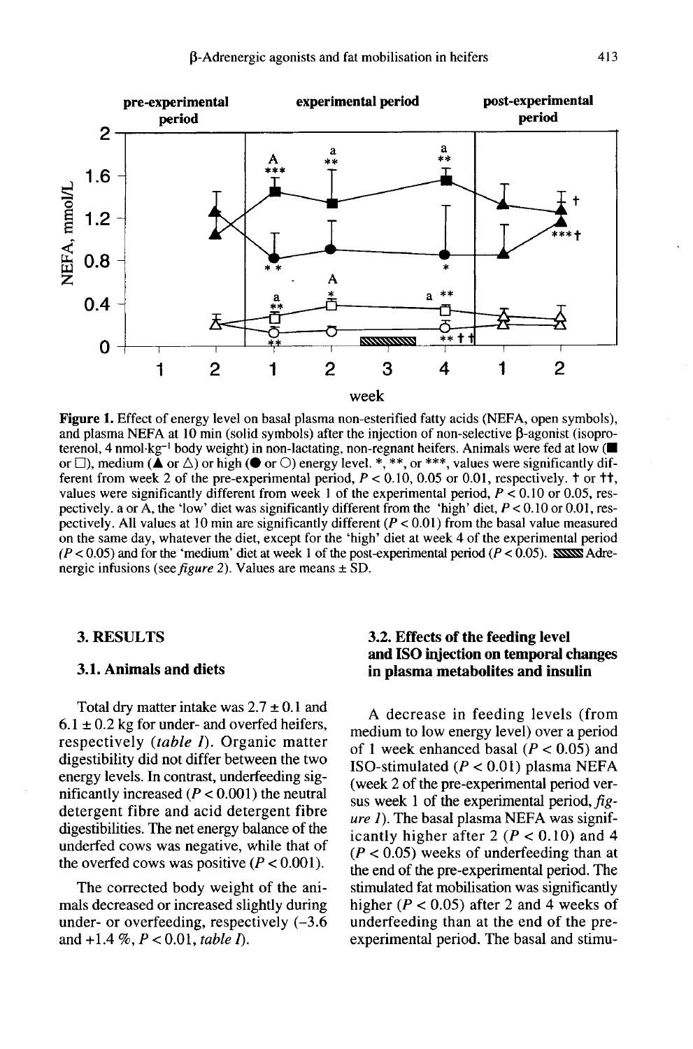**Figure 1.** Effect of energy level on basal plasma non-esterified fatty acids (NEFA, open symbols), and plasma NEFA at 10 min (solid symbols) after the injection of non-selective β-agonist (isoproterenol, 4 nmol·kg$^{-1}$ body weight) in non-lactating, non-regnant heifers. Animals were fed at low (■ or □), medium (▲ or △) or high (● or ○) energy level. *, **, or ***, values were significantly different from week 2 of the pre-experimental period, $P < 0.10$, 0.05 or 0.01, respectively. † or ††, values were significantly different from week 1 of the experimental period, $P < 0.10$ or 0.05, respectively. a or A, the 'low' diet was significantly different from the 'high' diet, $P < 0.10$ or 0.01, respectively. All values at 10 min are significantly different ($P < 0.01$) from the basal value measured on the same day, whatever the diet, except for the 'high' diet at week 4 of the experimental period ($P < 0.05$) and for the 'medium' diet at week 1 of the post-experimental period ($P < 0.05$). ▨ Adrenergic infusions (see *figure 2*). Values are means ± SD.

## 3. RESULTS

### 3.1. Animals and diets

Total dry matter intake was 2.7 ± 0.1 and 6.1 ± 0.2 kg for under- and overfed heifers, respectively (*table I*). Organic matter digestibility did not differ between the two energy levels. In contrast, underfeeding significantly increased ($P < 0.001$) the neutral detergent fibre and acid detergent fibre digestibilities. The net energy balance of the underfed cows was negative, while that of the overfed cows was positive ($P < 0.001$).

The corrected body weight of the animals decreased or increased slightly during under- or overfeeding, respectively (–3.6 and +1.4 %, $P < 0.01$, *table I*).

### 3.2. Effects of the feeding level and ISO injection on temporal changes in plasma metabolites and insulin

A decrease in feeding levels (from medium to low energy level) over a period of 1 week enhanced basal ($P < 0.05$) and ISO-stimulated ($P < 0.01$) plasma NEFA (week 2 of the pre-experimental period versus week 1 of the experimental period, *figure 1*). The basal plasma NEFA was significantly higher after 2 ($P < 0.10$) and 4 ($P < 0.05$) weeks of underfeeding than at the end of the pre-experimental period. The stimulated fat mobilisation was significantly higher ($P < 0.05$) after 2 and 4 weeks of underfeeding than at the end of the pre-experimental period. The basal and stimu-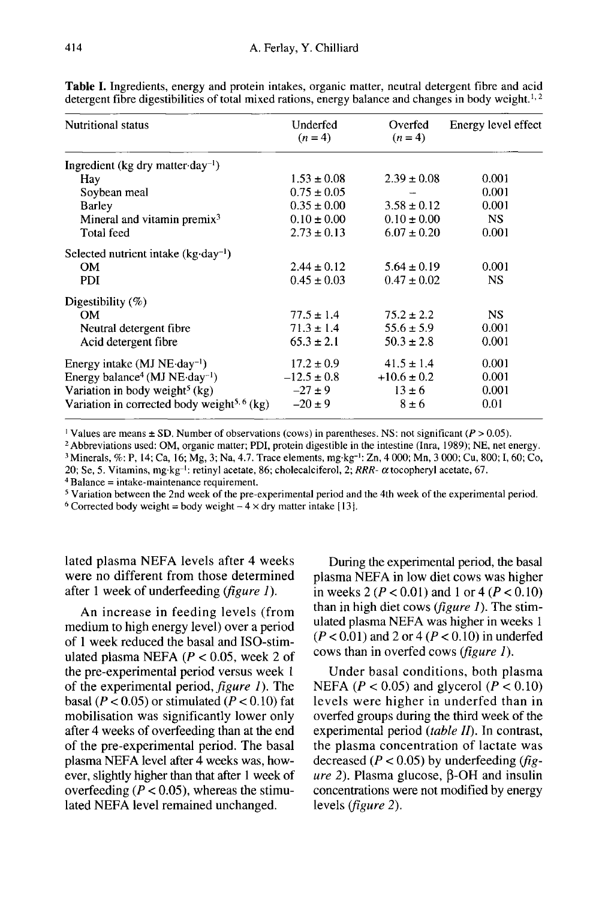**Table I.** Ingredients, energy and protein intakes, organic matter, neutral detergent fibre and acid detergent fibre digestibilities of total mixed rations, energy balance and changes in body weight.[1,2]

| Nutritional status | Underfed ($n = 4$) | Overfed ($n = 4$) | Energy level effect |
|---|---|---|---|
| Ingredient (kg dry matter·day$^{-1}$) | | | |
| Hay | 1.53 ± 0.08 | 2.39 ± 0.08 | 0.001 |
| Soybean meal | 0.75 ± 0.05 | – | 0.001 |
| Barley | 0.35 ± 0.00 | 3.58 ± 0.12 | 0.001 |
| Mineral and vitamin premix[3] | 0.10 ± 0.00 | 0.10 ± 0.00 | NS |
| Total feed | 2.73 ± 0.13 | 6.07 ± 0.20 | 0.001 |
| Selected nutrient intake (kg·day$^{-1}$) | | | |
| OM | 2.44 ± 0.12 | 5.64 ± 0.19 | 0.001 |
| PDI | 0.45 ± 0.03 | 0.47 ± 0.02 | NS |
| Digestibility (%) | | | |
| OM | 77.5 ± 1.4 | 75.2 ± 2.2 | NS |
| Neutral detergent fibre | 71.3 ± 1.4 | 55.6 ± 5.9 | 0.001 |
| Acid detergent fibre | 65.3 ± 2.1 | 50.3 ± 2.8 | 0.001 |
| Energy intake (MJ NE·day$^{-1}$) | 17.2 ± 0.9 | 41.5 ± 1.4 | 0.001 |
| Energy balance[4] (MJ NE·day$^{-1}$) | −12.5 ± 0.8 | +10.6 ± 0.2 | 0.001 |
| Variation in body weight[5] (kg) | −27 ± 9 | 13 ± 6 | 0.001 |
| Variation in corrected body weight[5,6] (kg) | −20 ± 9 | 8 ± 6 | 0.01 |

[1] Values are means ± SD. Number of observations (cows) in parentheses. NS: not significant ($P > 0.05$).
[2] Abbreviations used: OM, organic matter; PDI, protein digestible in the intestine (Inra, 1989); NE, net energy.
[3] Minerals, %: P, 14; Ca, 16; Mg, 3; Na, 4.7. Trace elements, mg·kg$^{-1}$: Zn, 4 000; Mn, 3 000; Cu, 800; I, 60; Co, 20; Se, 5. Vitamins, mg·kg$^{-1}$: retinyl acetate, 86; cholecalciferol, 2; *RRR*- $\alpha$ tocopheryl acetate, 67.
[4] Balance = intake-maintenance requirement.
[5] Variation between the 2nd week of the pre-experimental period and the 4th week of the experimental period.
[6] Corrected body weight = body weight − 4 × dry matter intake [13].

lated plasma NEFA levels after 4 weeks were no different from those determined after 1 week of underfeeding (*figure 1*).

An increase in feeding levels (from medium to high energy level) over a period of 1 week reduced the basal and ISO-stimulated plasma NEFA ($P < 0.05$, week 2 of the pre-experimental period versus week 1 of the experimental period, *figure 1*). The basal ($P < 0.05$) or stimulated ($P < 0.10$) fat mobilisation was significantly lower only after 4 weeks of overfeeding than at the end of the pre-experimental period. The basal plasma NEFA level after 4 weeks was, however, slightly higher than that after 1 week of overfeeding ($P < 0.05$), whereas the stimulated NEFA level remained unchanged.

During the experimental period, the basal plasma NEFA in low diet cows was higher in weeks 2 ($P < 0.01$) and 1 or 4 ($P < 0.10$) than in high diet cows (*figure 1*). The stimulated plasma NEFA was higher in weeks 1 ($P < 0.01$) and 2 or 4 ($P < 0.10$) in underfed cows than in overfed cows (*figure 1*).

Under basal conditions, both plasma NEFA ($P < 0.05$) and glycerol ($P < 0.10$) levels were higher in underfed than in overfed groups during the third week of the experimental period (*table II*). In contrast, the plasma concentration of lactate was decreased ($P < 0.05$) by underfeeding (*figure 2*). Plasma glucose, β-OH and insulin concentrations were not modified by energy levels (*figure 2*).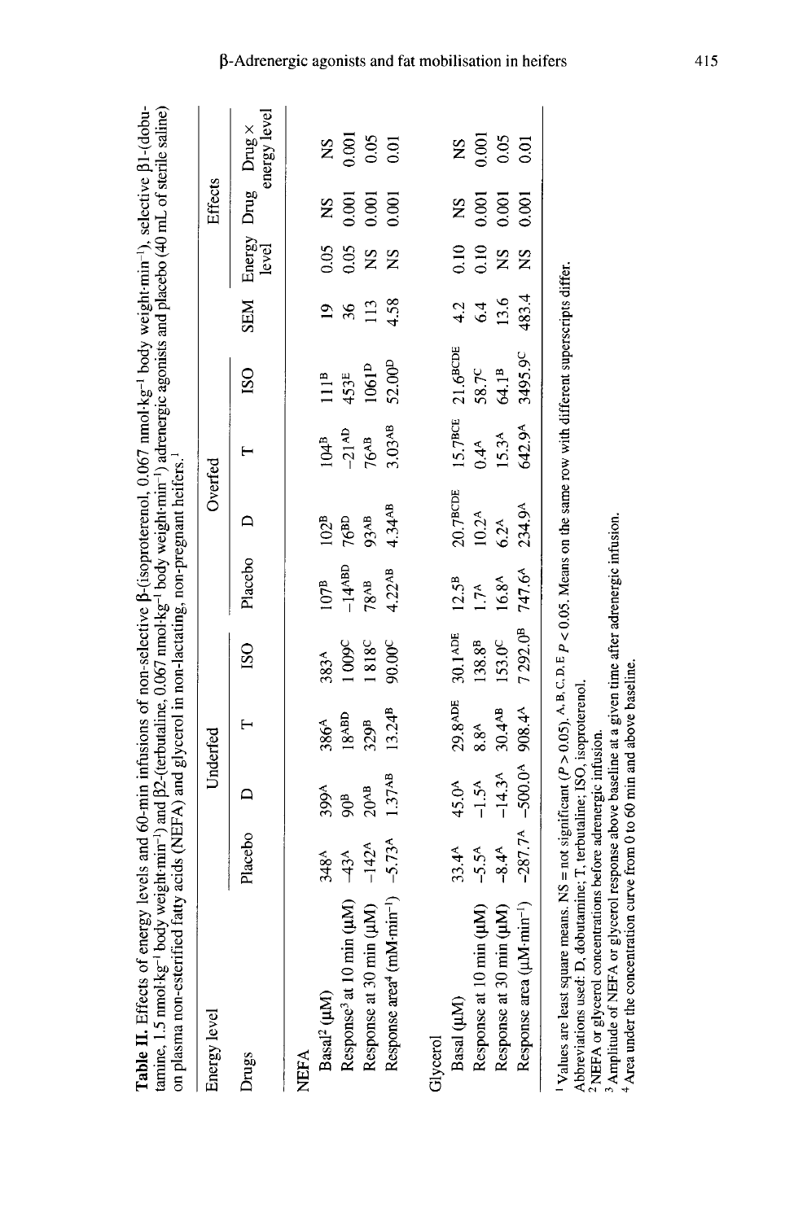**Table II.** Effects of energy levels and 60-min infusions of non-selective β-(isoproterenol, 0.067 nmol·kg⁻¹ body weight·min⁻¹), selective β1-(dobutamine, 1.5 nmol·kg⁻¹ body weight·min⁻¹) and β2-(terbutaline, 0.067 nmol·kg⁻¹ body weight·min⁻¹) adrenergic agonists and placebo (40 mL of sterile saline) on plasma non-esterified fatty acids (NEFA) and glycerol in non-lactating, non-pregnant heifers.[1]

| Energy level | Underfed | | | | Overfed | | | | | Effects | | |
|---|---|---|---|---|---|---|---|---|---|---|---|---|
| Drugs | Placebo | D | T | ISO | Placebo | D | T | ISO | SEM | Energy level | Drug | Drug × energy level |
| **NEFA** | | | | | | | | | | | | |
| Basal[2] (μM) | 348[A] | 399[A] | 386[A] | 383[A] | 107[B] | 102[B] | 104[B] | 111[B] | 19 | 0.05 | NS | NS |
| Response[3] at 10 min (μM) | -43[A] | 90[B] | 18[ABD] | 1009[C] | -14[ABD] | 76[BD] | -21[AD] | 453[E] | 36 | 0.05 | 0.001 | 0.001 |
| Response at 30 min (μM) | -142[A] | 20[AB] | 329[B] | 1818[C] | 78[AB] | 93[AB] | 76[AB] | 1061[D] | 113 | NS | 0.001 | 0.05 |
| Response area[4] (mM·min⁻¹) | -5.73[A] | 1.37[AB] | 13.24[B] | 90.00[C] | 4.22[AB] | 4.34[AB] | 3.03[AB] | 52.00[D] | 4.58 | NS | 0.001 | 0.01 |
| **Glycerol** | | | | | | | | | | | | |
| Basal (μM) | 33.4[A] | 45.0[A] | 29.8[ADE] | 30.1[ADE] | 12.5[B] | 20.7[BCDE] | 15.7[BCE] | 21.6[BCDE] | 4.2 | 0.10 | NS | NS |
| Response at 10 min (μM) | -5.5[A] | -1.5[A] | 8.8[A] | 138.8[B] | 1.7[A] | 10.2[A] | 0.4[A] | 58.7[C] | 6.4 | 0.10 | 0.001 | 0.001 |
| Response at 30 min (μM) | -8.4[A] | -14.3[A] | 30.4[AB] | 153.0[C] | 16.8[A] | 6.2[A] | 15.3[A] | 64.1[B] | 13.6 | NS | 0.001 | 0.05 |
| Response area (μM·min⁻¹) | -287.7[A] | -500.0[A] | 908.4[A] | 7292.0[B] | 747.6[A] | 234.9[A] | 642.9[A] | 3495.9[C] | 483.4 | NS | 0.001 | 0.01 |

[1] Values are least square means. NS = not significant ($P > 0.05$). [A, B, C, D, E] $P < 0.05$. Means on the same row with different superscripts differ.
Abbreviations used: D, dobutamine; T, terbutaline; ISO, isoproterenol.
[2] NEFA or glycerol concentrations before adrenergic infusion.
[3] Amplitude of NEFA or glycerol response above baseline at a given time after adrenergic infusion.
[4] Area under the concentration curve from 0 to 60 min and above baseline.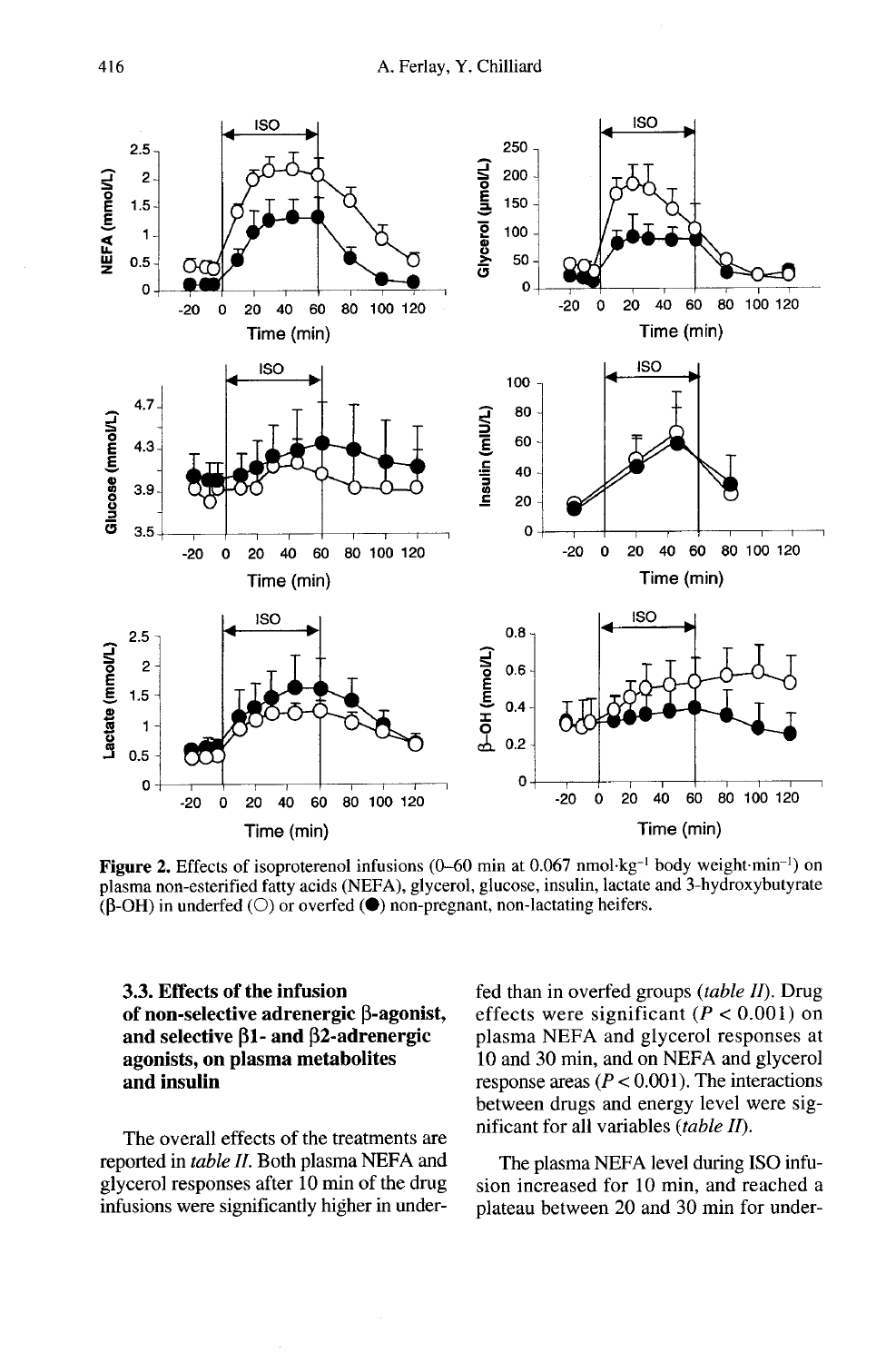**Figure 2.** Effects of isoproterenol infusions (0–60 min at 0.067 nmol·kg$^{-1}$ body weight·min$^{-1}$) on plasma non-esterified fatty acids (NEFA), glycerol, glucose, insulin, lactate and 3-hydroxybutyrate (β-OH) in underfed (○) or overfed (●) non-pregnant, non-lactating heifers.

### 3.3. Effects of the infusion of non-selective adrenergic β-agonist, and selective β1- and β2-adrenergic agonists, on plasma metabolites and insulin

The overall effects of the treatments are reported in *table II*. Both plasma NEFA and glycerol responses after 10 min of the drug infusions were significantly higher in underfed than in overfed groups (*table II*). Drug effects were significant ($P < 0.001$) on plasma NEFA and glycerol responses at 10 and 30 min, and on NEFA and glycerol response areas ($P < 0.001$). The interactions between drugs and energy level were significant for all variables (*table II*).

The plasma NEFA level during ISO infusion increased for 10 min, and reached a plateau between 20 and 30 min for under-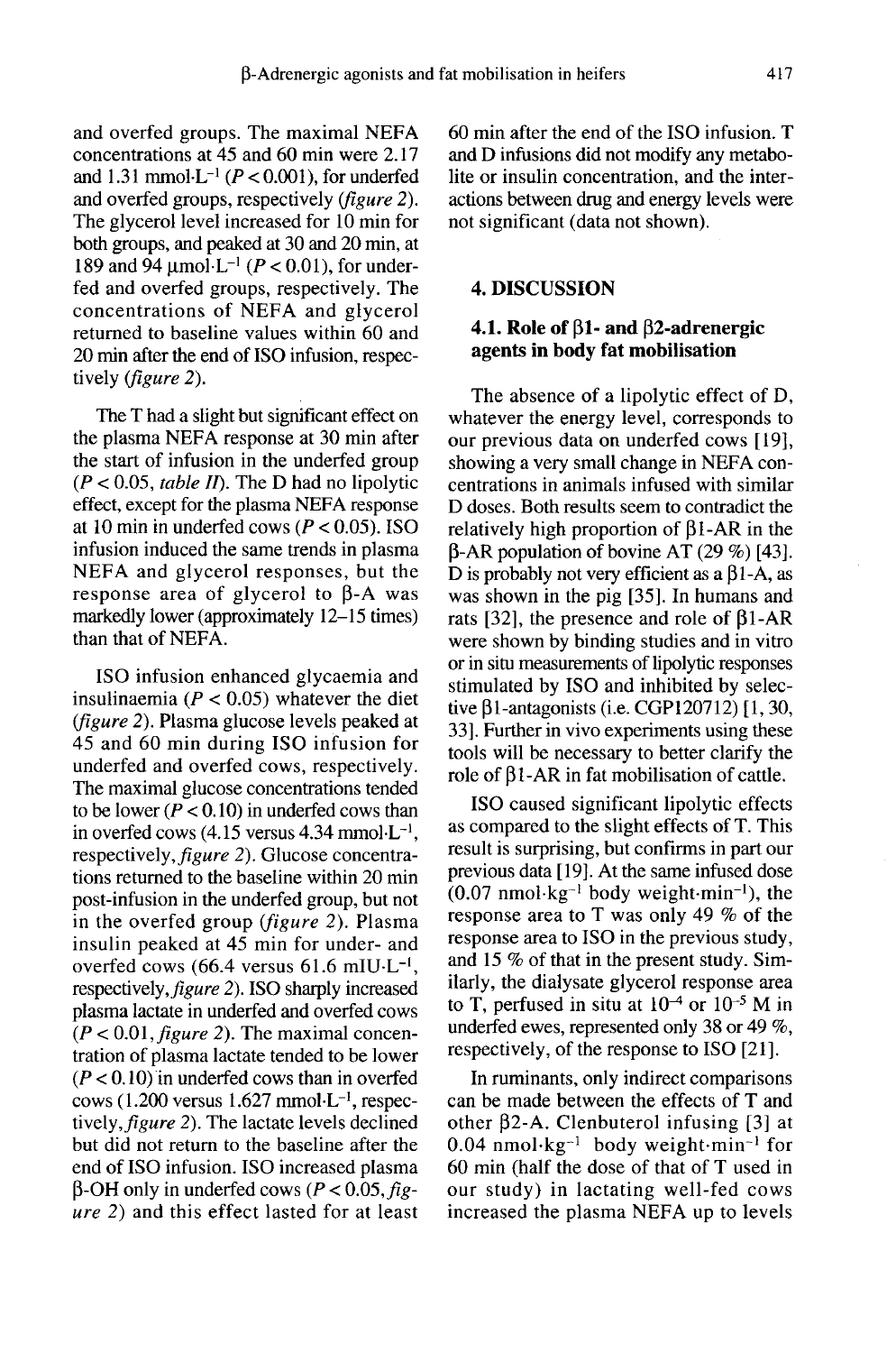and overfed groups. The maximal NEFA concentrations at 45 and 60 min were 2.17 and 1.31 $mmol \cdot L^{-1}$ ($P < 0.001$), for underfed and overfed groups, respectively (*figure 2*). The glycerol level increased for 10 min for both groups, and peaked at 30 and 20 min, at 189 and 94 $\mu mol \cdot L^{-1}$ ($P < 0.01$), for underfed and overfed groups, respectively. The concentrations of NEFA and glycerol returned to baseline values within 60 and 20 min after the end of ISO infusion, respectively (*figure 2*).

The T had a slight but significant effect on the plasma NEFA response at 30 min after the start of infusion in the underfed group ($P < 0.05$, *table II*). The D had no lipolytic effect, except for the plasma NEFA response at 10 min in underfed cows ($P < 0.05$). ISO infusion induced the same trends in plasma NEFA and glycerol responses, but the response area of glycerol to β-A was markedly lower (approximately 12–15 times) than that of NEFA.

ISO infusion enhanced glycaemia and insulinaemia ($P < 0.05$) whatever the diet (*figure 2*). Plasma glucose levels peaked at 45 and 60 min during ISO infusion for underfed and overfed cows, respectively. The maximal glucose concentrations tended to be lower ($P < 0.10$) in underfed cows than in overfed cows (4.15 versus 4.34 $mmol \cdot L^{-1}$, respectively, *figure 2*). Glucose concentrations returned to the baseline within 20 min post-infusion in the underfed group, but not in the overfed group (*figure 2*). Plasma insulin peaked at 45 min for under- and overfed cows (66.4 versus 61.6 $mIU \cdot L^{-1}$, respectively, *figure 2*). ISO sharply increased plasma lactate in underfed and overfed cows ($P < 0.01$, *figure 2*). The maximal concentration of plasma lactate tended to be lower ($P < 0.10$) in underfed cows than in overfed cows (1.200 versus 1.627 $mmol \cdot L^{-1}$, respectively, *figure 2*). The lactate levels declined but did not return to the baseline after the end of ISO infusion. ISO increased plasma β-OH only in underfed cows ($P < 0.05$, *figure 2*) and this effect lasted for at least 60 min after the end of the ISO infusion. T and D infusions did not modify any metabolite or insulin concentration, and the interactions between drug and energy levels were not significant (data not shown).

## 4. DISCUSSION

### 4.1. Role of β1- and β2-adrenergic agents in body fat mobilisation

The absence of a lipolytic effect of D, whatever the energy level, corresponds to our previous data on underfed cows [19], showing a very small change in NEFA concentrations in animals infused with similar D doses. Both results seem to contradict the relatively high proportion of β1-AR in the β-AR population of bovine AT (29 %) [43]. D is probably not very efficient as a β1-A, as was shown in the pig [35]. In humans and rats [32], the presence and role of β1-AR were shown by binding studies and in vitro or in situ measurements of lipolytic responses stimulated by ISO and inhibited by selective β1-antagonists (i.e. CGP120712) [1, 30, 33]. Further in vivo experiments using these tools will be necessary to better clarify the role of β1-AR in fat mobilisation of cattle.

ISO caused significant lipolytic effects as compared to the slight effects of T. This result is surprising, but confirms in part our previous data [19]. At the same infused dose (0.07 $nmol \cdot kg^{-1}$ body $weight \cdot min^{-1}$), the response area to T was only 49 % of the response area to ISO in the previous study, and 15 % of that in the present study. Similarly, the dialysate glycerol response area to T, perfused in situ at $10^{-4}$ or $10^{-5}$ M in underfed ewes, represented only 38 or 49 %, respectively, of the response to ISO [21].

In ruminants, only indirect comparisons can be made between the effects of T and other β2-A. Clenbuterol infusing [3] at 0.04 $nmol \cdot kg^{-1}$ body $weight \cdot min^{-1}$ for 60 min (half the dose of that of T used in our study) in lactating well-fed cows increased the plasma NEFA up to levels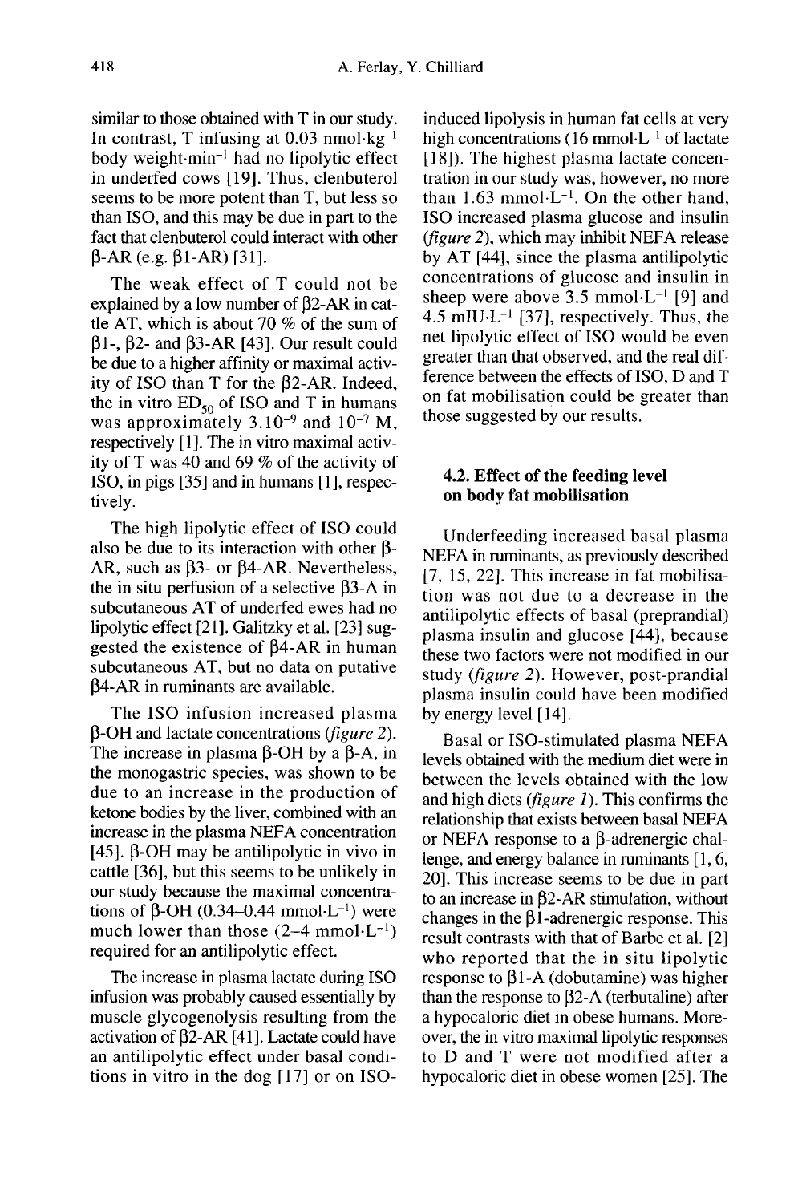similar to those obtained with T in our study. In contrast, T infusing at 0.03 nmol·kg$^{-1}$ body weight·min$^{-1}$ had no lipolytic effect in underfed cows [19]. Thus, clenbuterol seems to be more potent than T, but less so than ISO, and this may be due in part to the fact that clenbuterol could interact with other β-AR (e.g. β1-AR) [31].

The weak effect of T could not be explained by a low number of β2-AR in cattle AT, which is about 70 % of the sum of β1-, β2- and β3-AR [43]. Our result could be due to a higher affinity or maximal activity of ISO than T for the β2-AR. Indeed, the in vitro $ED_{50}$ of ISO and T in humans was approximately $3.10^{-9}$ and $10^{-7}$ M, respectively [1]. The in vitro maximal activity of T was 40 and 69 % of the activity of ISO, in pigs [35] and in humans [1], respectively.

The high lipolytic effect of ISO could also be due to its interaction with other β-AR, such as β3- or β4-AR. Nevertheless, the in situ perfusion of a selective β3-A in subcutaneous AT of underfed ewes had no lipolytic effect [21]. Galitzky et al. [23] suggested the existence of β4-AR in human subcutaneous AT, but no data on putative β4-AR in ruminants are available.

The ISO infusion increased plasma β-OH and lactate concentrations (*figure 2*). The increase in plasma β-OH by a β-A, in the monogastric species, was shown to be due to an increase in the production of ketone bodies by the liver, combined with an increase in the plasma NEFA concentration [45]. β-OH may be antilipolytic in vivo in cattle [36], but this seems to be unlikely in our study because the maximal concentrations of β-OH (0.34–0.44 mmol·L$^{-1}$) were much lower than those (2–4 mmol·L$^{-1}$) required for an antilipolytic effect.

The increase in plasma lactate during ISO infusion was probably caused essentially by muscle glycogenolysis resulting from the activation of β2-AR [41]. Lactate could have an antilipolytic effect under basal conditions in vitro in the dog [17] or on ISO-induced lipolysis in human fat cells at very high concentrations (16 mmol·L$^{-1}$ of lactate [18]). The highest plasma lactate concentration in our study was, however, no more than 1.63 mmol·L$^{-1}$. On the other hand, ISO increased plasma glucose and insulin (*figure 2*), which may inhibit NEFA release by AT [44], since the plasma antilipolytic concentrations of glucose and insulin in sheep were above 3.5 mmol·L$^{-1}$ [9] and 4.5 mIU·L$^{-1}$ [37], respectively. Thus, the net lipolytic effect of ISO would be even greater than that observed, and the real difference between the effects of ISO, D and T on fat mobilisation could be greater than those suggested by our results.

### 4.2. Effect of the feeding level on body fat mobilisation

Underfeeding increased basal plasma NEFA in ruminants, as previously described [7, 15, 22]. This increase in fat mobilisation was not due to a decrease in the antilipolytic effects of basal (preprandial) plasma insulin and glucose [44], because these two factors were not modified in our study (*figure 2*). However, post-prandial plasma insulin could have been modified by energy level [14].

Basal or ISO-stimulated plasma NEFA levels obtained with the medium diet were in between the levels obtained with the low and high diets (*figure 1*). This confirms the relationship that exists between basal NEFA or NEFA response to a β-adrenergic challenge, and energy balance in ruminants [1, 6, 20]. This increase seems to be due in part to an increase in β2-AR stimulation, without changes in the β1-adrenergic response. This result contrasts with that of Barbe et al. [2] who reported that the in situ lipolytic response to β1-A (dobutamine) was higher than the response to β2-A (terbutaline) after a hypocaloric diet in obese humans. Moreover, the in vitro maximal lipolytic responses to D and T were not modified after a hypocaloric diet in obese women [25]. The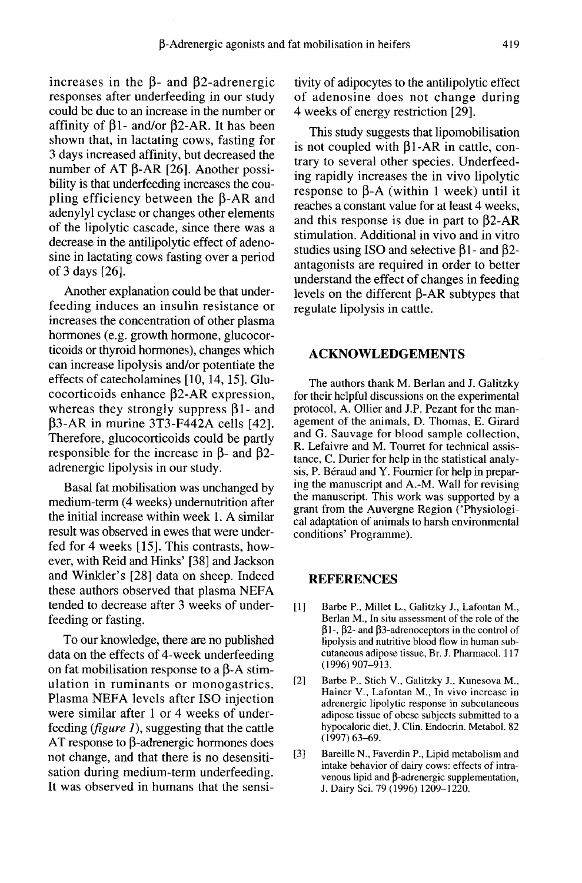increases in the β- and β2-adrenergic responses after underfeeding in our study could be due to an increase in the number or affinity of β1- and/or β2-AR. It has been shown that, in lactating cows, fasting for 3 days increased affinity, but decreased the number of AT β-AR [26]. Another possibility is that underfeeding increases the coupling efficiency between the β-AR and adenylyl cyclase or changes other elements of the lipolytic cascade, since there was a decrease in the antilipolytic effect of adenosine in lactating cows fasting over a period of 3 days [26].

Another explanation could be that underfeeding induces an insulin resistance or increases the concentration of other plasma hormones (e.g. growth hormone, glucocorticoids or thyroid hormones), changes which can increase lipolysis and/or potentiate the effects of catecholamines [10, 14, 15]. Glucocorticoids enhance β2-AR expression, whereas they strongly suppress β1- and β3-AR in murine 3T3-F442A cells [42]. Therefore, glucocorticoids could be partly responsible for the increase in β- and β2-adrenergic lipolysis in our study.

Basal fat mobilisation was unchanged by medium-term (4 weeks) undernutrition after the initial increase within week 1. A similar result was observed in ewes that were underfed for 4 weeks [15]. This contrasts, however, with Reid and Hinks' [38] and Jackson and Winkler's [28] data on sheep. Indeed these authors observed that plasma NEFA tended to decrease after 3 weeks of underfeeding or fasting.

To our knowledge, there are no published data on the effects of 4-week underfeeding on fat mobilisation response to a β-A stimulation in ruminants or monogastrics. Plasma NEFA levels after ISO injection were similar after 1 or 4 weeks of underfeeding (*figure 1*), suggesting that the cattle AT response to β-adrenergic hormones does not change, and that there is no desensitisation during medium-term underfeeding. It was observed in humans that the sensitivity of adipocytes to the antilipolytic effect of adenosine does not change during 4 weeks of energy restriction [29].

This study suggests that lipomobilisation is not coupled with β1-AR in cattle, contrary to several other species. Underfeeding rapidly increases the in vivo lipolytic response to β-A (within 1 week) until it reaches a constant value for at least 4 weeks, and this response is due in part to β2-AR stimulation. Additional in vivo and in vitro studies using ISO and selective β1- and β2-antagonists are required in order to better understand the effect of changes in feeding levels on the different β-AR subtypes that regulate lipolysis in cattle.

## ACKNOWLEDGEMENTS

The authors thank M. Berlan and J. Galitzky for their helpful discussions on the experimental protocol, A. Ollier and J.P. Pezant for the management of the animals, D. Thomas, E. Girard and G. Sauvage for blood sample collection, R. Lefaivre and M. Tourret for technical assistance, C. Durier for help in the statistical analysis, P. Béraud and Y. Fournier for help in preparing the manuscript and A.-M. Wall for revising the manuscript. This work was supported by a grant from the Auvergne Region ('Physiological adaptation of animals to harsh environmental conditions' Programme).

## REFERENCES

[1] Barbe P., Millet L., Galitzky J., Lafontan M., Berlan M., In situ assessment of the role of the β1-, β2- and β3-adrenoceptors in the control of lipolysis and nutritive blood flow in human subcutaneous adipose tissue, Br. J. Pharmacol. 117 (1996) 907–913.

[2] Barbe P., Stich V., Galitzky J., Kunesova M., Hainer V., Lafontan M., In vivo increase in adrenergic lipolytic response in subcutaneous adipose tissue of obese subjects submitted to a hypocaloric diet, J. Clin. Endocrin. Metabol. 82 (1997) 63–69.

[3] Bareille N., Faverdin P., Lipid metabolism and intake behavior of dairy cows: effects of intravenous lipid and β-adrenergic supplementation, J. Dairy Sci. 79 (1996) 1209–1220.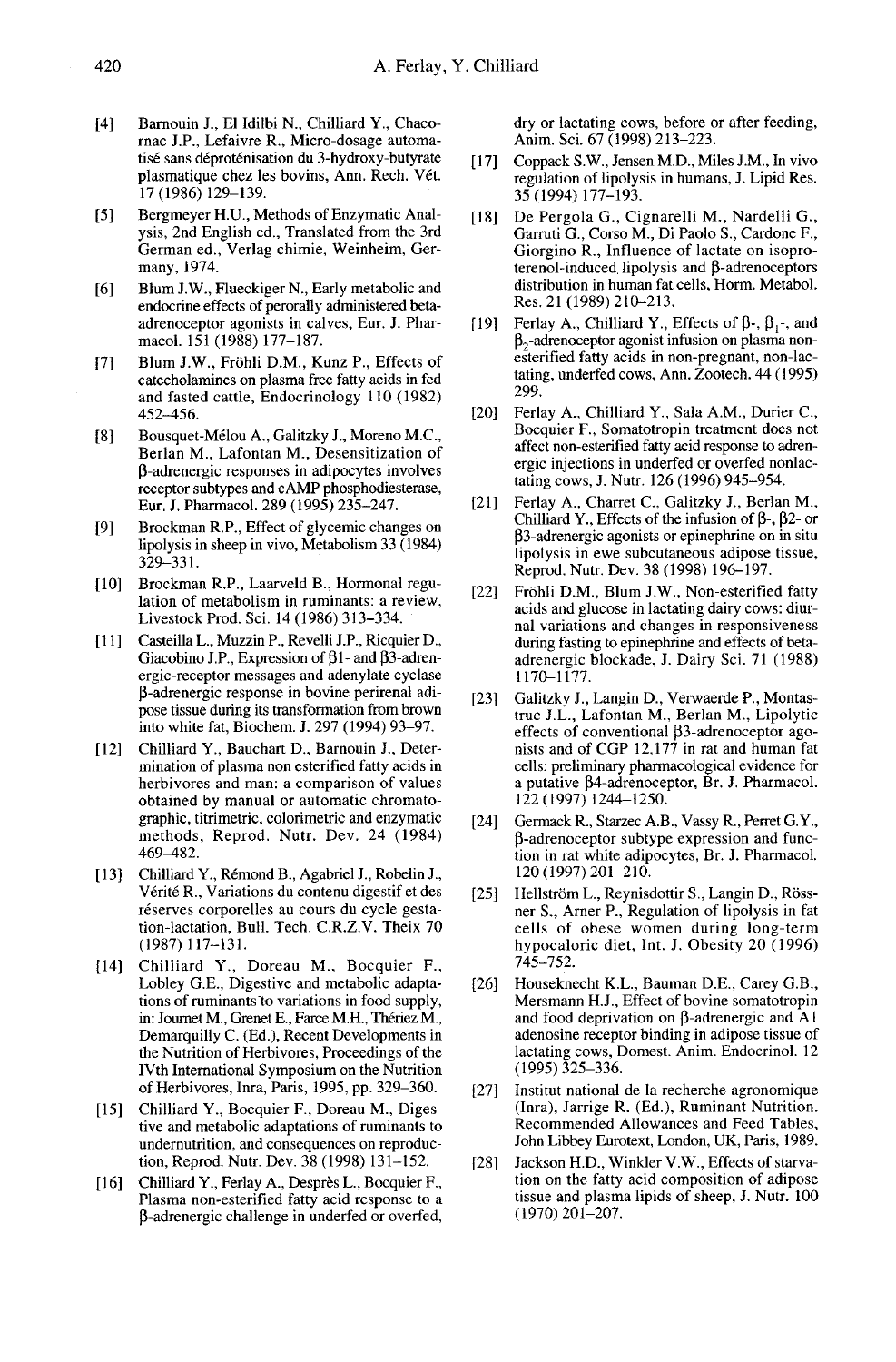[4] Barnouin J., El Idilbi N., Chilliard Y., Chacornac J.P., Lefaivre R., Micro-dosage automatisé sans déprotéinisation du 3-hydroxy-butyrate plasmatique chez les bovins, Ann. Rech. Vét. 17 (1986) 129–139.

[5] Bergmeyer H.U., Methods of Enzymatic Analysis, 2nd English ed., Translated from the 3rd German ed., Verlag chimie, Weinheim, Germany, 1974.

[6] Blum J.W., Flueckiger N., Early metabolic and endocrine effects of perorally administered beta-adrenoceptor agonists in calves, Eur. J. Pharmacol. 151 (1988) 177–187.

[7] Blum J.W., Fröhli D.M., Kunz P., Effects of catecholamines on plasma free fatty acids in fed and fasted cattle, Endocrinology 110 (1982) 452–456.

[8] Bousquet-Mélou A., Galitzky J., Moreno M.C., Berlan M., Lafontan M., Desensitization of β-adrenergic responses in adipocytes involves receptor subtypes and cAMP phosphodiesterase, Eur. J. Pharmacol. 289 (1995) 235–247.

[9] Brockman R.P., Effect of glycemic changes on lipolysis in sheep in vivo, Metabolism 33 (1984) 329–331.

[10] Brockman R.P., Laarveld B., Hormonal regulation of metabolism in ruminants: a review, Livestock Prod. Sci. 14 (1986) 313–334.

[11] Casteilla L., Muzzin P., Revelli J.P., Ricquier D., Giacobino J.P., Expression of β1- and β3-adrenergic-receptor messages and adenylate cyclase β-adrenergic response in bovine perirenal adipose tissue during its transformation from brown into white fat, Biochem. J. 297 (1994) 93–97.

[12] Chilliard Y., Bauchart D., Barnouin J., Determination of plasma non esterified fatty acids in herbivores and man: a comparison of values obtained by manual or automatic chromatographic, titrimetric, colorimetric and enzymatic methods, Reprod. Nutr. Dev. 24 (1984) 469–482.

[13] Chilliard Y., Rémond B., Agabriel J., Robelin J., Vérité R., Variations du contenu digestif et des réserves corporelles au cours du cycle gestation-lactation, Bull. Tech. C.R.Z.V. Theix 70 (1987) 117–131.

[14] Chilliard Y., Doreau M., Bocquier F., Lobley G.E., Digestive and metabolic adaptations of ruminants to variations in food supply, in: Journet M., Grenet E., Farce M.H., Thériez M., Demarquilly C. (Ed.), Recent Developments in the Nutrition of Herbivores, Proceedings of the IVth International Symposium on the Nutrition of Herbivores, Inra, Paris, 1995, pp. 329–360.

[15] Chilliard Y., Bocquier F., Doreau M., Digestive and metabolic adaptations of ruminants to undernutrition, and consequences on reproduction, Reprod. Nutr. Dev. 38 (1998) 131–152.

[16] Chilliard Y., Ferlay A., Desprès L., Bocquier F., Plasma non-esterified fatty acid response to a β-adrenergic challenge in underfed or overfed, dry or lactating cows, before or after feeding, Anim. Sci. 67 (1998) 213–223.

[17] Coppack S.W., Jensen M.D., Miles J.M., In vivo regulation of lipolysis in humans, J. Lipid Res. 35 (1994) 177–193.

[18] De Pergola G., Cignarelli M., Nardelli G., Garruti G., Corso M., Di Paolo S., Cardone F., Giorgino R., Influence of lactate on isoproterenol-induced lipolysis and β-adrenoceptors distribution in human fat cells, Horm. Metabol. Res. 21 (1989) 210–213.

[19] Ferlay A., Chilliard Y., Effects of β-, $\beta_1$-, and $\beta_2$-adrenoceptor agonist infusion on plasma non-esterified fatty acids in non-pregnant, non-lactating, underfed cows, Ann. Zootech. 44 (1995) 299.

[20] Ferlay A., Chilliard Y., Sala A.M., Durier C., Bocquier F., Somatotropin treatment does not affect non-esterified fatty acid response to adrenergic injections in underfed or overfed nonlactating cows, J. Nutr. 126 (1996) 945–954.

[21] Ferlay A., Charret C., Galitzky J., Berlan M., Chilliard Y., Effects of the infusion of β-, β2- or β3-adrenergic agonists or epinephrine on in situ lipolysis in ewe subcutaneous adipose tissue, Reprod. Nutr. Dev. 38 (1998) 196–197.

[22] Fröhli D.M., Blum J.W., Non-esterified fatty acids and glucose in lactating dairy cows: diurnal variations and changes in responsiveness during fasting to epinephrine and effects of beta-adrenergic blockade, J. Dairy Sci. 71 (1988) 1170–1177.

[23] Galitzky J., Langin D., Verwaerde P., Montastruc J.L., Lafontan M., Berlan M., Lipolytic effects of conventional β3-adrenoceptor agonists and of CGP 12,177 in rat and human fat cells: preliminary pharmacological evidence for a putative β4-adrenoceptor, Br. J. Pharmacol. 122 (1997) 1244–1250.

[24] Germack R., Starzec A.B., Vassy R., Perret G.Y., β-adrenoceptor subtype expression and function in rat white adipocytes, Br. J. Pharmacol. 120 (1997) 201–210.

[25] Hellström L., Reynisdottir S., Langin D., Rössner S., Arner P., Regulation of lipolysis in fat cells of obese women during long-term hypocaloric diet, Int. J. Obesity 20 (1996) 745–752.

[26] Houseknecht K.L., Bauman D.E., Carey G.B., Mersmann H.J., Effect of bovine somatotropin and food deprivation on β-adrenergic and A1 adenosine receptor binding in adipose tissue of lactating cows, Domest. Anim. Endocrinol. 12 (1995) 325–336.

[27] Institut national de la recherche agronomique (Inra), Jarrige R. (Ed.), Ruminant Nutrition. Recommended Allowances and Feed Tables, John Libbey Eurotext, London, UK, Paris, 1989.

[28] Jackson H.D., Winkler V.W., Effects of starvation on the fatty acid composition of adipose tissue and plasma lipids of sheep, J. Nutr. 100 (1970) 201–207.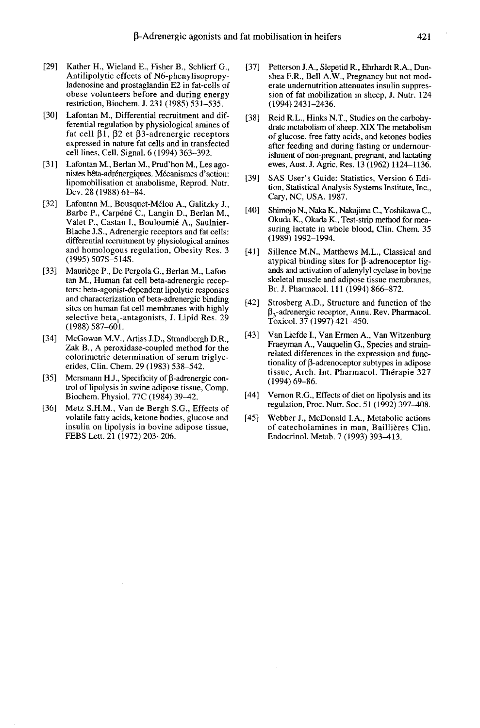[29] Kather H., Wieland E., Fisher B., Schlierf G., Antilipolytic effects of N6-phenylisopropyladenosine and prostaglandin E2 in fat-cells of obese volunteers before and during energy restriction, Biochem. J. 231 (1985) 531–535.

[30] Lafontan M., Differential recruitment and differential regulation by physiological amines of fat cell β1, β2 et β3-adrenergic receptors expressed in nature fat cells and in transfected cell lines, Cell. Signal. 6 (1994) 363–392.

[31] Lafontan M., Berlan M., Prud'hon M., Les agonistes bêta-adrénergiques. Mécanismes d'action: lipomobilisation et anabolisme, Reprod. Nutr. Dev. 28 (1988) 61–84.

[32] Lafontan M., Bousquet-Mélou A., Galitzky J., Barbe P., Carpéné C., Langin D., Berlan M., Valet P., Castan I., Bouloumié A., Saulnier-Blache J.S., Adrenergic receptors and fat cells: differential recruitment by physiological amines and homologous regulation, Obesity Res. 3 (1995) 507S–514S.

[33] Mauriège P., De Pergola G., Berlan M., Lafontan M., Human fat cell beta-adrenergic receptors: beta-agonist-dependent lipolytic responses and characterization of beta-adrenergic binding sites on human fat cell membranes with highly selective $beta_1$-antagonists, J. Lipid Res. 29 (1988) 587–601.

[34] McGowan M.V., Artiss J.D., Strandbergh D.R., Zak B., A peroxidase-coupled method for the colorimetric determination of serum triglycerides, Clin. Chem. 29 (1983) 538–542.

[35] Mersmann H.J., Specificity of β-adrenergic control of lipolysis in swine adipose tissue, Comp. Biochem. Physiol. 77C (1984) 39–42.

[36] Metz S.H.M., Van de Bergh S.G., Effects of volatile fatty acids, ketone bodies, glucose and insulin on lipolysis in bovine adipose tissue, FEBS Lett. 21 (1972) 203–206.

[37] Petterson J.A., Slepetid R., Ehrhardt R.A., Dunshea F.R., Bell A.W., Pregnancy but not moderate undernutrition attenuates insulin suppression of fat mobilization in sheep, J. Nutr. 124 (1994) 2431–2436.

[38] Reid R.L., Hinks N.T., Studies on the carbohydrate metabolism of sheep. XIX The metabolism of glucose, free fatty acids, and ketones bodies after feeding and during fasting or undernourishment of non-pregnant, pregnant, and lactating ewes, Aust. J. Agric. Res. 13 (1962) 1124–1136.

[39] SAS User's Guide: Statistics, Version 6 Edition, Statistical Analysis Systems Institute, Inc., Cary, NC, USA. 1987.

[40] Shimojo N., Naka K., Nakajima C., Yoshikawa C., Okuda K., Okada K., Test-strip method for measuring lactate in whole blood, Clin. Chem. 35 (1989) 1992–1994.

[41] Sillence M.N., Matthews M.L., Classical and atypical binding sites for β-adrenoceptor ligands and activation of adenylyl cyclase in bovine skeletal muscle and adipose tissue membranes, Br. J. Pharmacol. 111 (1994) 866–872.

[42] Strosberg A.D., Structure and function of the $\beta_3$-adrenergic receptor, Annu. Rev. Pharmacol. Toxicol. 37 (1997) 421–450.

[43] Van Liefde I., Van Ermen A., Van Witzenburg Fraeyman A., Vauquelin G., Species and strain-related differences in the expression and functionality of β-adrenoceptor subtypes in adipose tissue, Arch. Int. Pharmacol. Thérapie 327 (1994) 69–86.

[44] Vernon R.G., Effects of diet on lipolysis and its regulation, Proc. Nutr. Soc. 51 (1992) 397–408.

[45] Webber J., McDonald I.A., Metabolic actions of catecholamines in man, Baillières Clin. Endocrinol. Metab. 7 (1993) 393–413.